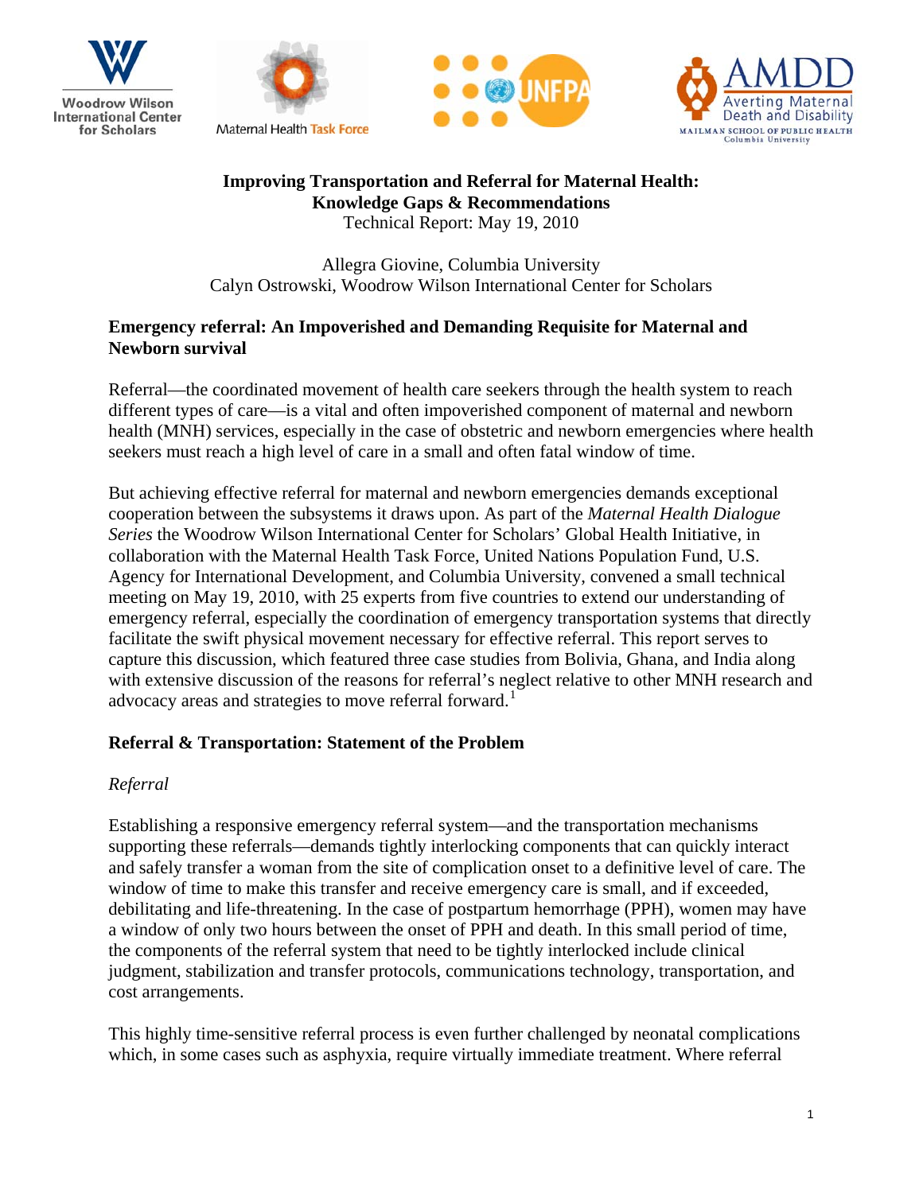# Improving Transportation and Referral for Maternal Health: Knowledge Gaps & Recommendations

Technical Report: May 19, 2010

Allegra Giovine, Columbia University
Calyn Ostrowski, Woodrow Wilson International Center for Scholars

## Emergency referral: An Impoverished and Demanding Requisite for Maternal and Newborn survival

Referral—the coordinated movement of health care seekers through the health system to reach different types of care—is a vital and often impoverished component of maternal and newborn health (MNH) services, especially in the case of obstetric and newborn emergencies where health seekers must reach a high level of care in a small and often fatal window of time.

But achieving effective referral for maternal and newborn emergencies demands exceptional cooperation between the subsystems it draws upon. As part of the *Maternal Health Dialogue Series* the Woodrow Wilson International Center for Scholars' Global Health Initiative, in collaboration with the Maternal Health Task Force, United Nations Population Fund, U.S. Agency for International Development, and Columbia University, convened a small technical meeting on May 19, 2010, with 25 experts from five countries to extend our understanding of emergency referral, especially the coordination of emergency transportation systems that directly facilitate the swift physical movement necessary for effective referral. This report serves to capture this discussion, which featured three case studies from Bolivia, Ghana, and India along with extensive discussion of the reasons for referral's neglect relative to other MNH research and advocacy areas and strategies to move referral forward.[1]

## Referral & Transportation: Statement of the Problem

### *Referral*

Establishing a responsive emergency referral system—and the transportation mechanisms supporting these referrals—demands tightly interlocking components that can quickly interact and safely transfer a woman from the site of complication onset to a definitive level of care. The window of time to make this transfer and receive emergency care is small, and if exceeded, debilitating and life-threatening. In the case of postpartum hemorrhage (PPH), women may have a window of only two hours between the onset of PPH and death. In this small period of time, the components of the referral system that need to be tightly interlocked include clinical judgment, stabilization and transfer protocols, communications technology, transportation, and cost arrangements.

This highly time-sensitive referral process is even further challenged by neonatal complications which, in some cases such as asphyxia, require virtually immediate treatment. Where referral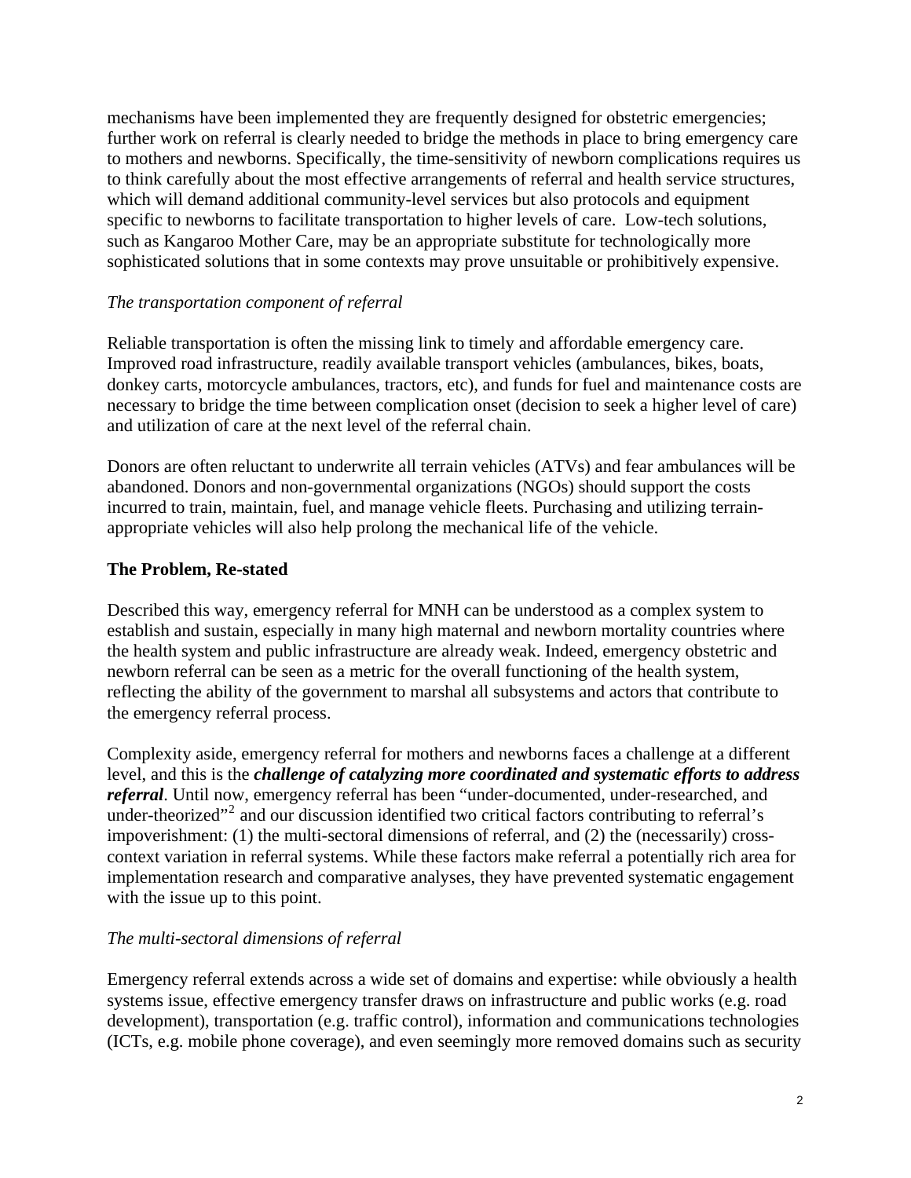mechanisms have been implemented they are frequently designed for obstetric emergencies; further work on referral is clearly needed to bridge the methods in place to bring emergency care to mothers and newborns. Specifically, the time-sensitivity of newborn complications requires us to think carefully about the most effective arrangements of referral and health service structures, which will demand additional community-level services but also protocols and equipment specific to newborns to facilitate transportation to higher levels of care. Low-tech solutions, such as Kangaroo Mother Care, may be an appropriate substitute for technologically more sophisticated solutions that in some contexts may prove unsuitable or prohibitively expensive.

*The transportation component of referral*

Reliable transportation is often the missing link to timely and affordable emergency care. Improved road infrastructure, readily available transport vehicles (ambulances, bikes, boats, donkey carts, motorcycle ambulances, tractors, etc), and funds for fuel and maintenance costs are necessary to bridge the time between complication onset (decision to seek a higher level of care) and utilization of care at the next level of the referral chain.

Donors are often reluctant to underwrite all terrain vehicles (ATVs) and fear ambulances will be abandoned. Donors and non-governmental organizations (NGOs) should support the costs incurred to train, maintain, fuel, and manage vehicle fleets. Purchasing and utilizing terrain-appropriate vehicles will also help prolong the mechanical life of the vehicle.

## The Problem, Re-stated

Described this way, emergency referral for MNH can be understood as a complex system to establish and sustain, especially in many high maternal and newborn mortality countries where the health system and public infrastructure are already weak. Indeed, emergency obstetric and newborn referral can be seen as a metric for the overall functioning of the health system, reflecting the ability of the government to marshal all subsystems and actors that contribute to the emergency referral process.

Complexity aside, emergency referral for mothers and newborns faces a challenge at a different level, and this is the ***challenge of catalyzing more coordinated and systematic efforts to address referral***. Until now, emergency referral has been "under-documented, under-researched, and under-theorized"[2] and our discussion identified two critical factors contributing to referral's impoverishment: (1) the multi-sectoral dimensions of referral, and (2) the (necessarily) cross-context variation in referral systems. While these factors make referral a potentially rich area for implementation research and comparative analyses, they have prevented systematic engagement with the issue up to this point.

*The multi-sectoral dimensions of referral*

Emergency referral extends across a wide set of domains and expertise: while obviously a health systems issue, effective emergency transfer draws on infrastructure and public works (e.g. road development), transportation (e.g. traffic control), information and communications technologies (ICTs, e.g. mobile phone coverage), and even seemingly more removed domains such as security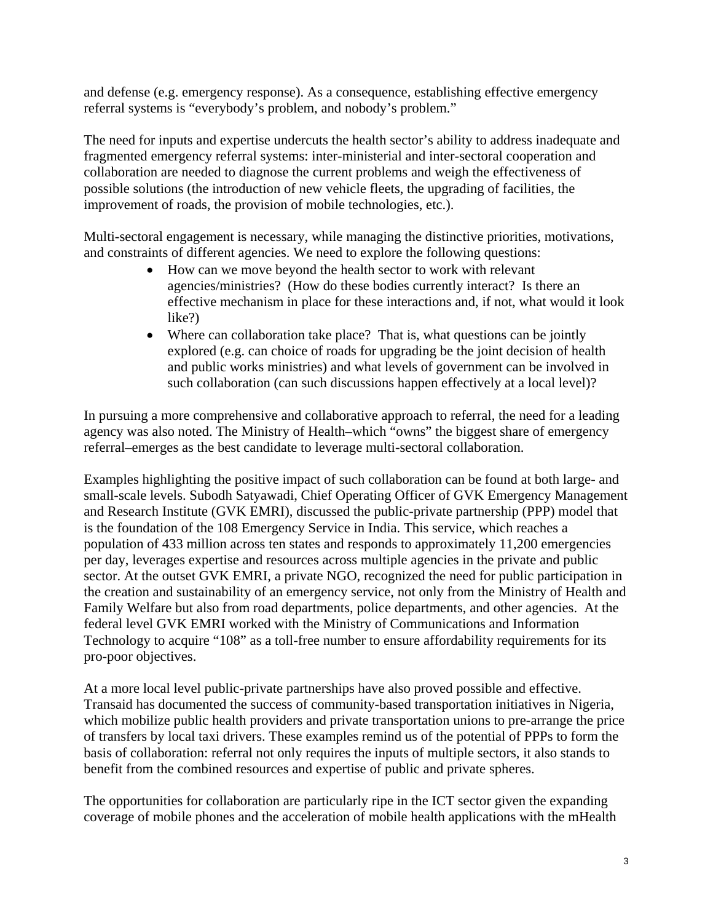and defense (e.g. emergency response). As a consequence, establishing effective emergency referral systems is "everybody's problem, and nobody's problem."

The need for inputs and expertise undercuts the health sector's ability to address inadequate and fragmented emergency referral systems: inter-ministerial and inter-sectoral cooperation and collaboration are needed to diagnose the current problems and weigh the effectiveness of possible solutions (the introduction of new vehicle fleets, the upgrading of facilities, the improvement of roads, the provision of mobile technologies, etc.).

Multi-sectoral engagement is necessary, while managing the distinctive priorities, motivations, and constraints of different agencies. We need to explore the following questions:

- How can we move beyond the health sector to work with relevant agencies/ministries? (How do these bodies currently interact? Is there an effective mechanism in place for these interactions and, if not, what would it look like?)
- Where can collaboration take place? That is, what questions can be jointly explored (e.g. can choice of roads for upgrading be the joint decision of health and public works ministries) and what levels of government can be involved in such collaboration (can such discussions happen effectively at a local level)?

In pursuing a more comprehensive and collaborative approach to referral, the need for a leading agency was also noted. The Ministry of Health–which "owns" the biggest share of emergency referral–emerges as the best candidate to leverage multi-sectoral collaboration.

Examples highlighting the positive impact of such collaboration can be found at both large- and small-scale levels. Subodh Satyawadi, Chief Operating Officer of GVK Emergency Management and Research Institute (GVK EMRI), discussed the public-private partnership (PPP) model that is the foundation of the 108 Emergency Service in India. This service, which reaches a population of 433 million across ten states and responds to approximately 11,200 emergencies per day, leverages expertise and resources across multiple agencies in the private and public sector. At the outset GVK EMRI, a private NGO, recognized the need for public participation in the creation and sustainability of an emergency service, not only from the Ministry of Health and Family Welfare but also from road departments, police departments, and other agencies. At the federal level GVK EMRI worked with the Ministry of Communications and Information Technology to acquire "108" as a toll-free number to ensure affordability requirements for its pro-poor objectives.

At a more local level public-private partnerships have also proved possible and effective. Transaid has documented the success of community-based transportation initiatives in Nigeria, which mobilize public health providers and private transportation unions to pre-arrange the price of transfers by local taxi drivers. These examples remind us of the potential of PPPs to form the basis of collaboration: referral not only requires the inputs of multiple sectors, it also stands to benefit from the combined resources and expertise of public and private spheres.

The opportunities for collaboration are particularly ripe in the ICT sector given the expanding coverage of mobile phones and the acceleration of mobile health applications with the mHealth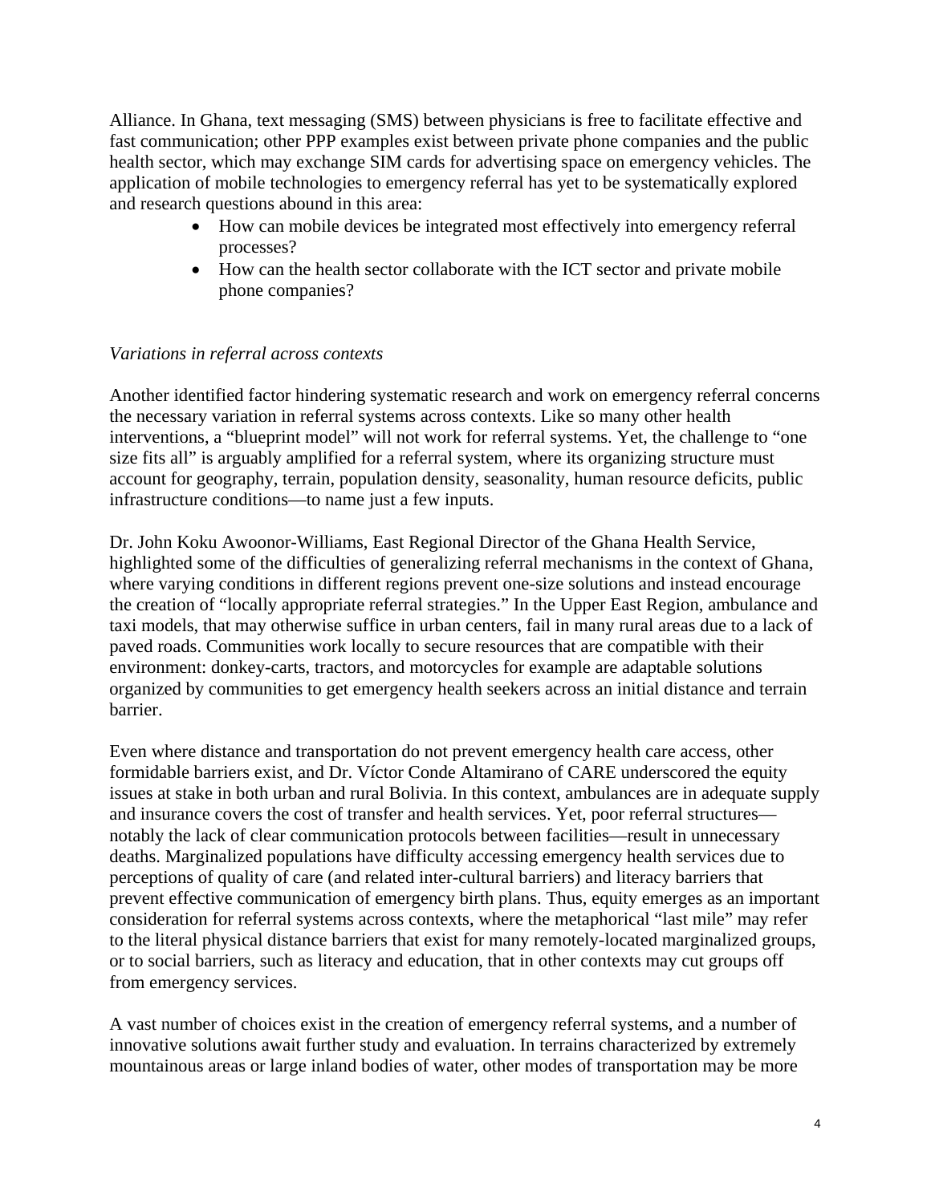Alliance. In Ghana, text messaging (SMS) between physicians is free to facilitate effective and fast communication; other PPP examples exist between private phone companies and the public health sector, which may exchange SIM cards for advertising space on emergency vehicles. The application of mobile technologies to emergency referral has yet to be systematically explored and research questions abound in this area:

- How can mobile devices be integrated most effectively into emergency referral processes?
- How can the health sector collaborate with the ICT sector and private mobile phone companies?

*Variations in referral across contexts*

Another identified factor hindering systematic research and work on emergency referral concerns the necessary variation in referral systems across contexts. Like so many other health interventions, a "blueprint model" will not work for referral systems. Yet, the challenge to "one size fits all" is arguably amplified for a referral system, where its organizing structure must account for geography, terrain, population density, seasonality, human resource deficits, public infrastructure conditions—to name just a few inputs.

Dr. John Koku Awoonor-Williams, East Regional Director of the Ghana Health Service, highlighted some of the difficulties of generalizing referral mechanisms in the context of Ghana, where varying conditions in different regions prevent one-size solutions and instead encourage the creation of "locally appropriate referral strategies." In the Upper East Region, ambulance and taxi models, that may otherwise suffice in urban centers, fail in many rural areas due to a lack of paved roads. Communities work locally to secure resources that are compatible with their environment: donkey-carts, tractors, and motorcycles for example are adaptable solutions organized by communities to get emergency health seekers across an initial distance and terrain barrier.

Even where distance and transportation do not prevent emergency health care access, other formidable barriers exist, and Dr. Víctor Conde Altamirano of CARE underscored the equity issues at stake in both urban and rural Bolivia. In this context, ambulances are in adequate supply and insurance covers the cost of transfer and health services. Yet, poor referral structures—notably the lack of clear communication protocols between facilities—result in unnecessary deaths. Marginalized populations have difficulty accessing emergency health services due to perceptions of quality of care (and related inter-cultural barriers) and literacy barriers that prevent effective communication of emergency birth plans. Thus, equity emerges as an important consideration for referral systems across contexts, where the metaphorical "last mile" may refer to the literal physical distance barriers that exist for many remotely-located marginalized groups, or to social barriers, such as literacy and education, that in other contexts may cut groups off from emergency services.

A vast number of choices exist in the creation of emergency referral systems, and a number of innovative solutions await further study and evaluation. In terrains characterized by extremely mountainous areas or large inland bodies of water, other modes of transportation may be more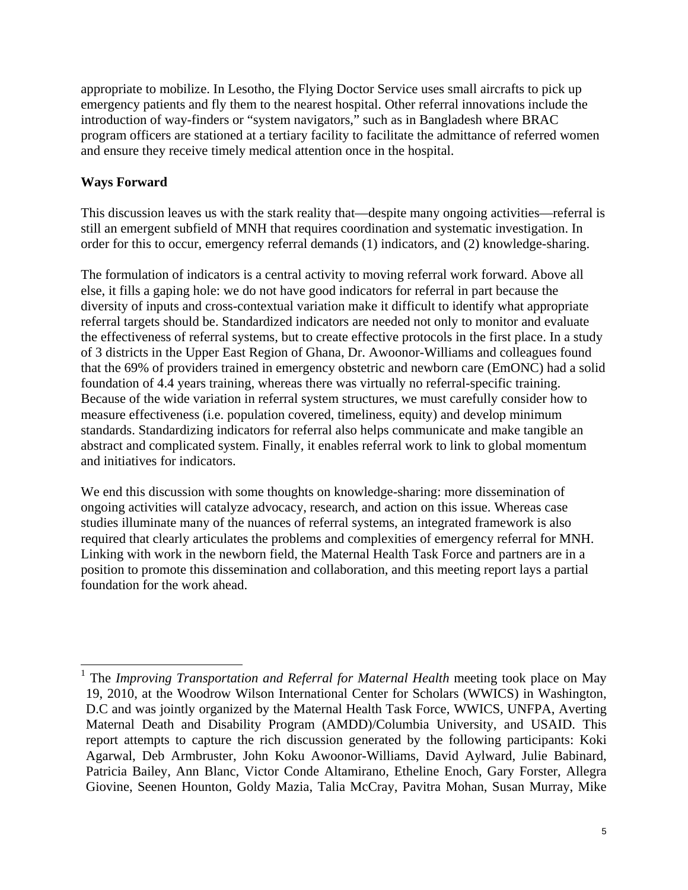appropriate to mobilize. In Lesotho, the Flying Doctor Service uses small aircrafts to pick up emergency patients and fly them to the nearest hospital. Other referral innovations include the introduction of way-finders or "system navigators," such as in Bangladesh where BRAC program officers are stationed at a tertiary facility to facilitate the admittance of referred women and ensure they receive timely medical attention once in the hospital.

**Ways Forward**

This discussion leaves us with the stark reality that—despite many ongoing activities—referral is still an emergent subfield of MNH that requires coordination and systematic investigation. In order for this to occur, emergency referral demands (1) indicators, and (2) knowledge-sharing.

The formulation of indicators is a central activity to moving referral work forward. Above all else, it fills a gaping hole: we do not have good indicators for referral in part because the diversity of inputs and cross-contextual variation make it difficult to identify what appropriate referral targets should be. Standardized indicators are needed not only to monitor and evaluate the effectiveness of referral systems, but to create effective protocols in the first place. In a study of 3 districts in the Upper East Region of Ghana, Dr. Awoonor-Williams and colleagues found that the 69% of providers trained in emergency obstetric and newborn care (EmONC) had a solid foundation of 4.4 years training, whereas there was virtually no referral-specific training. Because of the wide variation in referral system structures, we must carefully consider how to measure effectiveness (i.e. population covered, timeliness, equity) and develop minimum standards. Standardizing indicators for referral also helps communicate and make tangible an abstract and complicated system. Finally, it enables referral work to link to global momentum and initiatives for indicators.

We end this discussion with some thoughts on knowledge-sharing: more dissemination of ongoing activities will catalyze advocacy, research, and action on this issue. Whereas case studies illuminate many of the nuances of referral systems, an integrated framework is also required that clearly articulates the problems and complexities of emergency referral for MNH. Linking with work in the newborn field, the Maternal Health Task Force and partners are in a position to promote this dissemination and collaboration, and this meeting report lays a partial foundation for the work ahead.

---

[1] The *Improving Transportation and Referral for Maternal Health* meeting took place on May 19, 2010, at the Woodrow Wilson International Center for Scholars (WWICS) in Washington, D.C and was jointly organized by the Maternal Health Task Force, WWICS, UNFPA, Averting Maternal Death and Disability Program (AMDD)/Columbia University, and USAID. This report attempts to capture the rich discussion generated by the following participants: Koki Agarwal, Deb Armbruster, John Koku Awoonor-Williams, David Aylward, Julie Babinard, Patricia Bailey, Ann Blanc, Victor Conde Altamirano, Etheline Enoch, Gary Forster, Allegra Giovine, Seenen Hounton, Goldy Mazia, Talia McCray, Pavitra Mohan, Susan Murray, Mike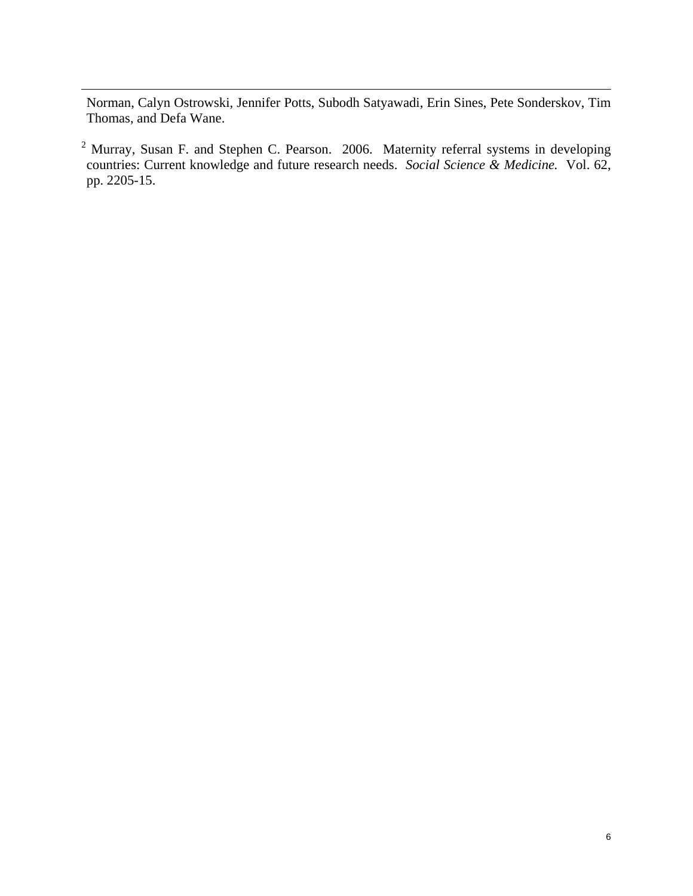Norman, Calyn Ostrowski, Jennifer Potts, Subodh Satyawadi, Erin Sines, Pete Sonderskov, Tim Thomas, and Defa Wane.

[2] Murray, Susan F. and Stephen C. Pearson. 2006. Maternity referral systems in developing countries: Current knowledge and future research needs. *Social Science & Medicine.* Vol. 62, pp. 2205-15.